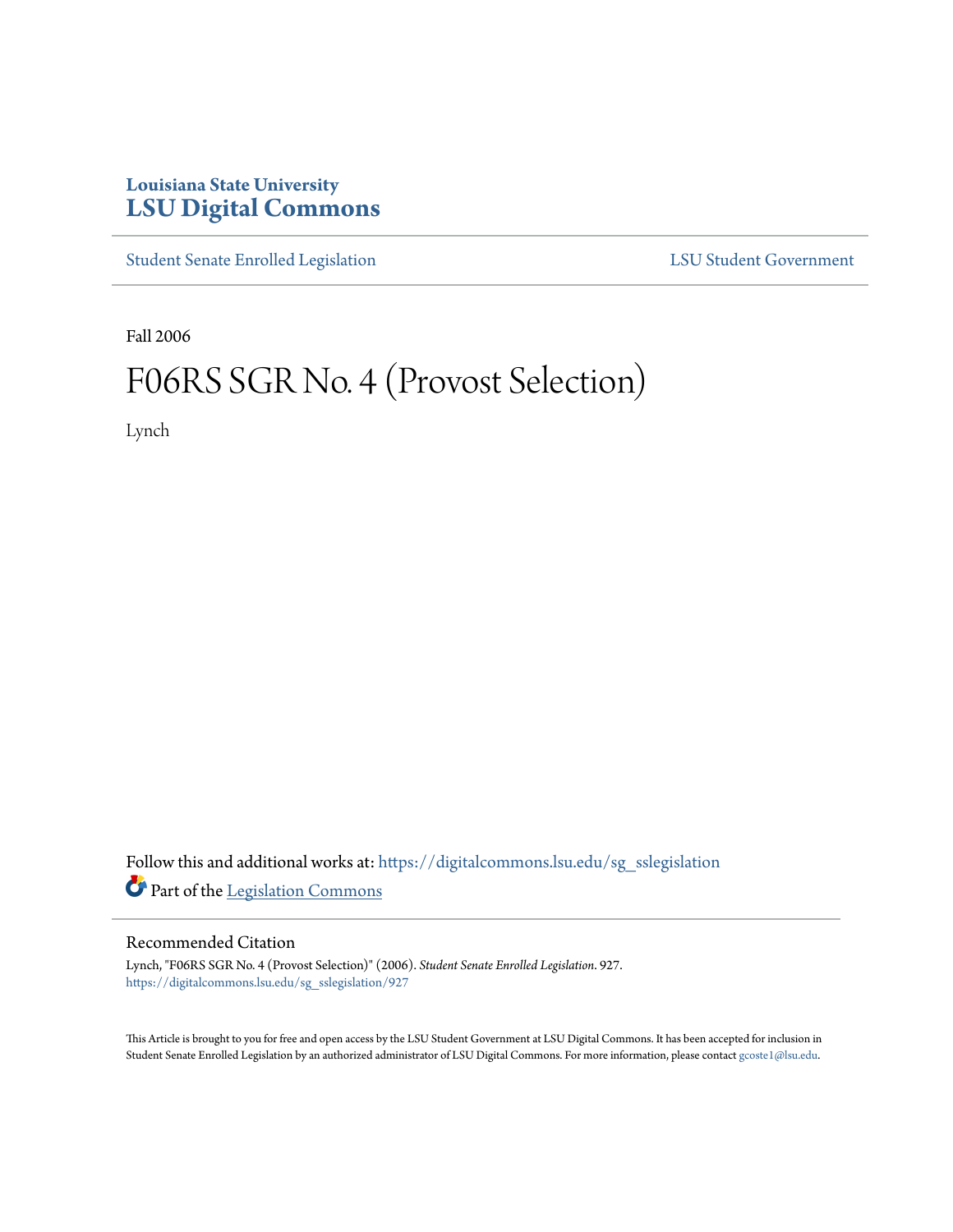Louisiana State University

# LSU Digital Commons

Student Senate Enrolled Legislation | LSU Student Government

Fall 2006

# F06RS SGR No. 4 (Provost Selection)

Lynch

Follow this and additional works at: https://digitalcommons.lsu.edu/sg_sslegislation

Part of the Legislation Commons

## Recommended Citation

Lynch, "F06RS SGR No. 4 (Provost Selection)" (2006). *Student Senate Enrolled Legislation*. 927.
https://digitalcommons.lsu.edu/sg_sslegislation/927

This Article is brought to you for free and open access by the LSU Student Government at LSU Digital Commons. It has been accepted for inclusion in Student Senate Enrolled Legislation by an authorized administrator of LSU Digital Commons. For more information, please contact gcoste1@lsu.edu.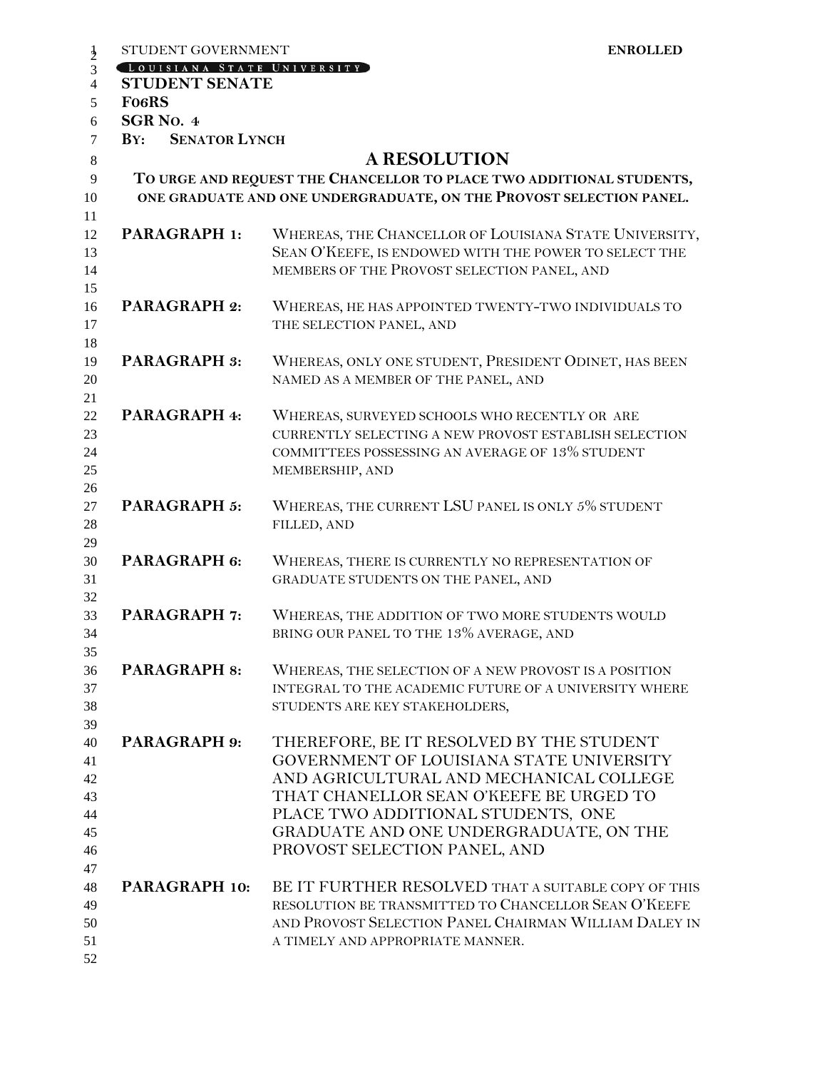STUDENT GOVERNMENT **ENROLLED**

LOUISIANA STATE UNIVERSITY

**STUDENT SENATE**

**F06RS**

**SGR NO. 4**

**BY: SENATOR LYNCH**

# A RESOLUTION

**TO URGE AND REQUEST THE CHANCELLOR TO PLACE TWO ADDITIONAL STUDENTS, ONE GRADUATE AND ONE UNDERGRADUATE, ON THE PROVOST SELECTION PANEL.**

**PARAGRAPH 1:** WHEREAS, THE CHANCELLOR OF LOUISIANA STATE UNIVERSITY, SEAN O'KEEFE, IS ENDOWED WITH THE POWER TO SELECT THE MEMBERS OF THE PROVOST SELECTION PANEL, AND

**PARAGRAPH 2:** WHEREAS, HE HAS APPOINTED TWENTY-TWO INDIVIDUALS TO THE SELECTION PANEL, AND

**PARAGRAPH 3:** WHEREAS, ONLY ONE STUDENT, PRESIDENT ODINET, HAS BEEN NAMED AS A MEMBER OF THE PANEL, AND

**PARAGRAPH 4:** WHEREAS, SURVEYED SCHOOLS WHO RECENTLY OR ARE CURRENTLY SELECTING A NEW PROVOST ESTABLISH SELECTION COMMITTEES POSSESSING AN AVERAGE OF 13% STUDENT MEMBERSHIP, AND

**PARAGRAPH 5:** WHEREAS, THE CURRENT LSU PANEL IS ONLY 5% STUDENT FILLED, AND

**PARAGRAPH 6:** WHEREAS, THERE IS CURRENTLY NO REPRESENTATION OF GRADUATE STUDENTS ON THE PANEL, AND

**PARAGRAPH 7:** WHEREAS, THE ADDITION OF TWO MORE STUDENTS WOULD BRING OUR PANEL TO THE 13% AVERAGE, AND

**PARAGRAPH 8:** WHEREAS, THE SELECTION OF A NEW PROVOST IS A POSITION INTEGRAL TO THE ACADEMIC FUTURE OF A UNIVERSITY WHERE STUDENTS ARE KEY STAKEHOLDERS,

**PARAGRAPH 9:** THEREFORE, BE IT RESOLVED BY THE STUDENT GOVERNMENT OF LOUISIANA STATE UNIVERSITY AND AGRICULTURAL AND MECHANICAL COLLEGE THAT CHANELLOR SEAN O'KEEFE BE URGED TO PLACE TWO ADDITIONAL STUDENTS, ONE GRADUATE AND ONE UNDERGRADUATE, ON THE PROVOST SELECTION PANEL, AND

**PARAGRAPH 10:** BE IT FURTHER RESOLVED THAT A SUITABLE COPY OF THIS RESOLUTION BE TRANSMITTED TO CHANCELLOR SEAN O'KEEFE AND PROVOST SELECTION PANEL CHAIRMAN WILLIAM DALEY IN A TIMELY AND APPROPRIATE MANNER.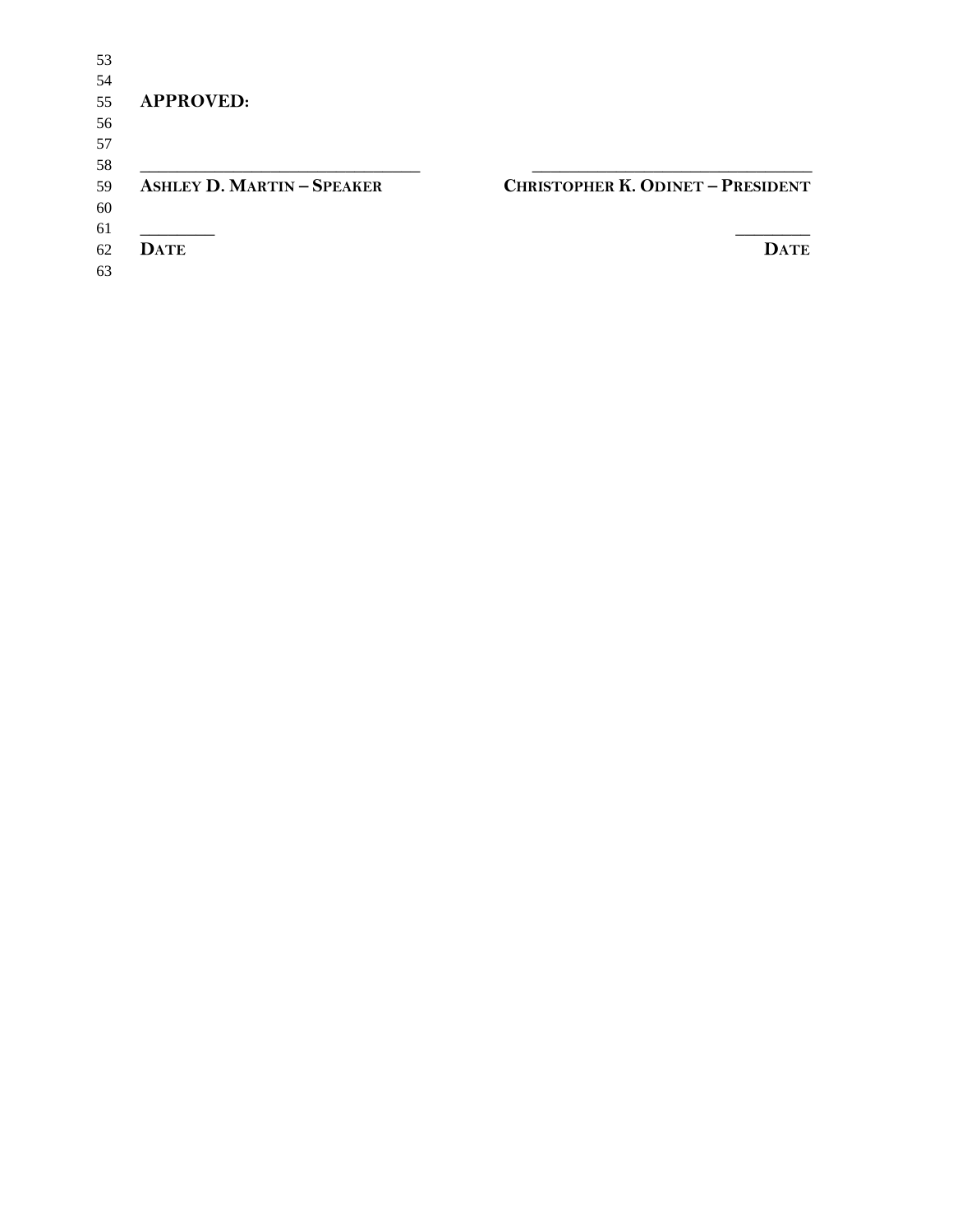**APPROVED:**

| | |
|---|---|
| ______________________________ | ______________________________ |
| **ASHLEY D. MARTIN – SPEAKER** | **CHRISTOPHER K. ODINET – PRESIDENT** |
| ________ | ________ |
| **DATE** | **DATE** |